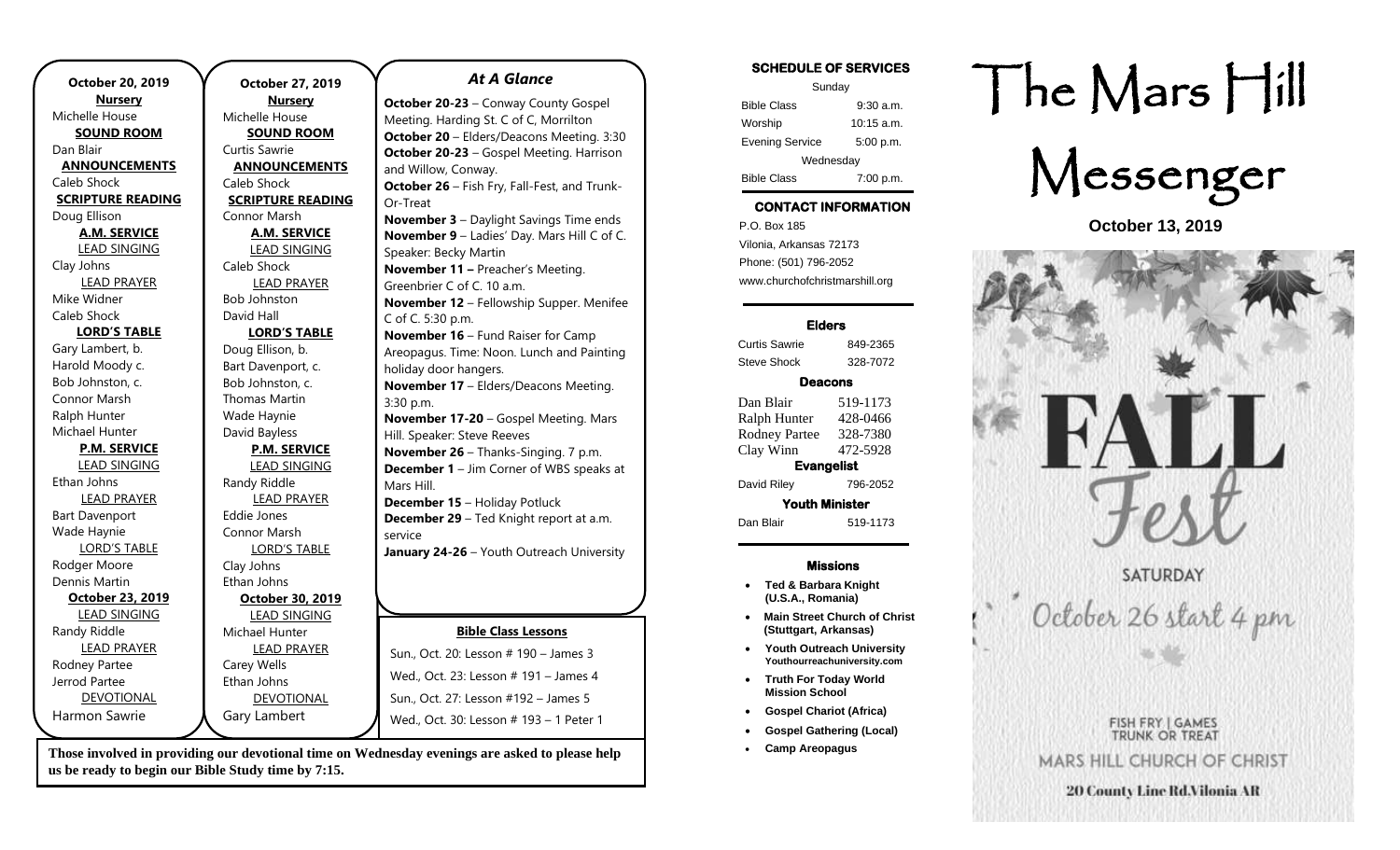**October 20, 2019**

**Nursery**
Michelle House

**SOUND ROOM**
Dan Blair

**ANNOUNCEMENTS**
Caleb Shock

**SCRIPTURE READING**
Doug Ellison

**A.M. SERVICE**

LEAD SINGING
Clay Johns

LEAD PRAYER
Mike Widner
Caleb Shock

**LORD'S TABLE**
Gary Lambert, b.
Harold Moody c.
Bob Johnston, c.
Connor Marsh
Ralph Hunter
Michael Hunter

**P.M. SERVICE**

LEAD SINGING
Ethan Johns

LEAD PRAYER
Bart Davenport
Wade Haynie

LORD'S TABLE
Rodger Moore
Dennis Martin

**October 23, 2019**

LEAD SINGING
Randy Riddle

LEAD PRAYER
Rodney Partee
Jerrod Partee

DEVOTIONAL
Harmon Sawrie

**October 27, 2019**

**Nursery**
Michelle House

**SOUND ROOM**
Curtis Sawrie

**ANNOUNCEMENTS**
Caleb Shock

**SCRIPTURE READING**
Connor Marsh

**A.M. SERVICE**

LEAD SINGING
Caleb Shock

LEAD PRAYER
Bob Johnston
David Hall

**LORD'S TABLE**
Doug Ellison, b.
Bart Davenport, c.
Bob Johnston, c.
Thomas Martin
Wade Haynie
David Bayless

**P.M. SERVICE**

LEAD SINGING
Randy Riddle

LEAD PRAYER
Eddie Jones
Connor Marsh

LORD'S TABLE
Clay Johns
Ethan Johns

**October 30, 2019**

LEAD SINGING
Michael Hunter

LEAD PRAYER
Carey Wells
Ethan Johns

DEVOTIONAL
Gary Lambert

## *At A Glance*

**October 20-23** – Conway County Gospel Meeting. Harding St. C of C, Morrilton
**October 20** – Elders/Deacons Meeting. 3:30
**October 20-23** – Gospel Meeting. Harrison and Willow, Conway.
**October 26** – Fish Fry, Fall-Fest, and Trunk-Or-Treat
**November 3** – Daylight Savings Time ends
**November 9** – Ladies' Day. Mars Hill C of C. Speaker: Becky Martin
**November 11 –** Preacher's Meeting. Greenbrier C of C. 10 a.m.
**November 12** – Fellowship Supper. Menifee C of C. 5:30 p.m.
**November 16** – Fund Raiser for Camp Areopagus. Time: Noon. Lunch and Painting holiday door hangers.
**November 17** – Elders/Deacons Meeting. 3:30 p.m.
**November 17-20** – Gospel Meeting. Mars Hill. Speaker: Steve Reeves
**November 26** – Thanks-Singing. 7 p.m.
**December 1** – Jim Corner of WBS speaks at Mars Hill.
**December 15** – Holiday Potluck
**December 29** – Ted Knight report at a.m. service
**January 24-26** – Youth Outreach University

**Bible Class Lessons**

Sun., Oct. 20: Lesson # 190 – James 3
Wed., Oct. 23: Lesson # 191 – James 4
Sun., Oct. 27: Lesson #192 – James 5
Wed., Oct. 30: Lesson # 193 – 1 Peter 1

**Those involved in providing our devotional time on Wednesday evenings are asked to please help us be ready to begin our Bible Study time by 7:15.**

### SCHEDULE OF SERVICES

| Sunday | |
|---|---|
| Bible Class | 9:30 a.m. |
| Worship | 10:15 a.m. |
| Evening Service | 5:00 p.m. |
| Wednesday | |
| Bible Class | 7:00 p.m. |

### CONTACT INFORMATION

P.O. Box 185
Vilonia, Arkansas 72173
Phone: (501) 796-2052
www.churchofchristmarshill.org

### Elders

Curtis Sawrie 849-2365
Steve Shock 328-7072

### Deacons

Dan Blair 519-1173
Ralph Hunter 428-0466
Rodney Partee 328-7380
Clay Winn 472-5928

### Evangelist

David Riley 796-2052

### Youth Minister

Dan Blair 519-1173

### Missions

- **Ted & Barbara Knight (U.S.A., Romania)**
- **Main Street Church of Christ (Stuttgart, Arkansas)**
- **Youth Outreach University Youthourreachuniversity.com**
- **Truth For Today World Mission School**
- **Gospel Chariot (Africa)**
- **Gospel Gathering (Local)**
- **Camp Areopagus**

# The Mars Hill Messenger

**October 13, 2019**

FALL Fest

SATURDAY
October 26 start 4 pm

FISH FRY | GAMES
TRUNK OR TREAT

MARS HILL CHURCH OF CHRIST
20 County Line Rd.Vilonia AR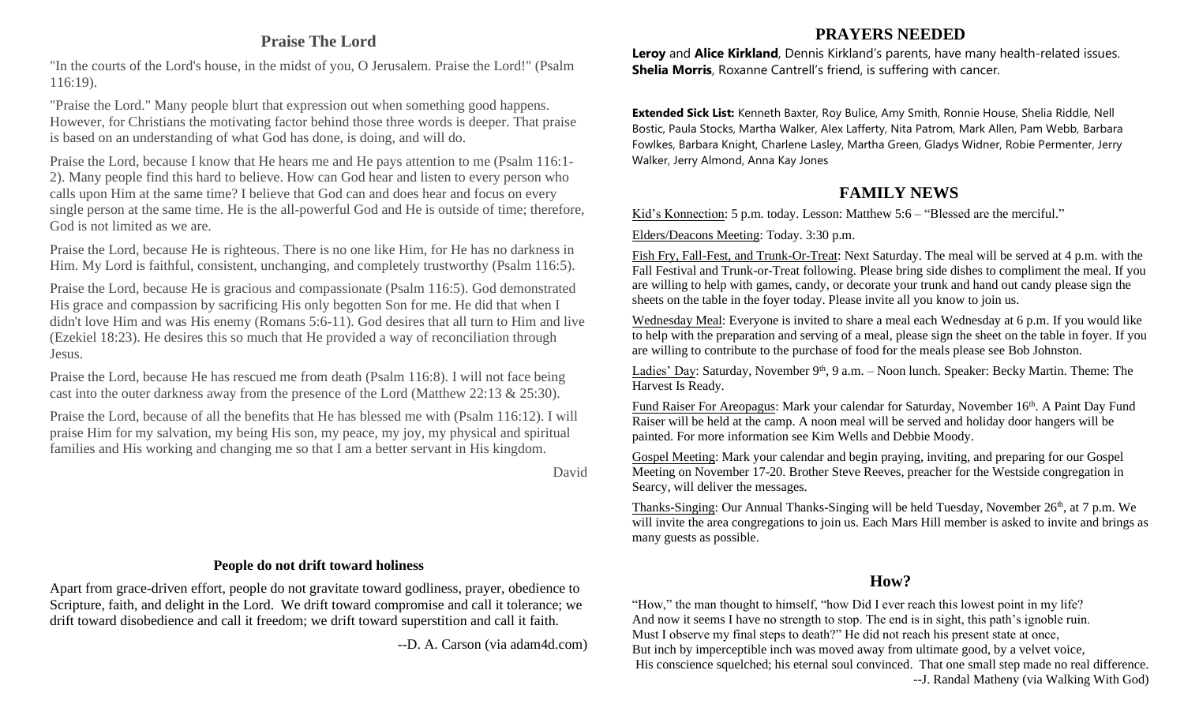## Praise The Lord

"In the courts of the Lord's house, in the midst of you, O Jerusalem. Praise the Lord!" (Psalm 116:19).

"Praise the Lord." Many people blurt that expression out when something good happens. However, for Christians the motivating factor behind those three words is deeper. That praise is based on an understanding of what God has done, is doing, and will do.

Praise the Lord, because I know that He hears me and He pays attention to me (Psalm 116:1-2). Many people find this hard to believe. How can God hear and listen to every person who calls upon Him at the same time? I believe that God can and does hear and focus on every single person at the same time. He is the all-powerful God and He is outside of time; therefore, God is not limited as we are.

Praise the Lord, because He is righteous. There is no one like Him, for He has no darkness in Him. My Lord is faithful, consistent, unchanging, and completely trustworthy (Psalm 116:5).

Praise the Lord, because He is gracious and compassionate (Psalm 116:5). God demonstrated His grace and compassion by sacrificing His only begotten Son for me. He did that when I didn't love Him and was His enemy (Romans 5:6-11). God desires that all turn to Him and live (Ezekiel 18:23). He desires this so much that He provided a way of reconciliation through Jesus.

Praise the Lord, because He has rescued me from death (Psalm 116:8). I will not face being cast into the outer darkness away from the presence of the Lord (Matthew 22:13 & 25:30).

Praise the Lord, because of all the benefits that He has blessed me with (Psalm 116:12). I will praise Him for my salvation, my being His son, my peace, my joy, my physical and spiritual families and His working and changing me so that I am a better servant in His kingdom.

David

**People do not drift toward holiness**

Apart from grace-driven effort, people do not gravitate toward godliness, prayer, obedience to Scripture, faith, and delight in the Lord. We drift toward compromise and call it tolerance; we drift toward disobedience and call it freedom; we drift toward superstition and call it faith.

--D. A. Carson (via adam4d.com)

## PRAYERS NEEDED

**Leroy** and **Alice Kirkland**, Dennis Kirkland's parents, have many health-related issues.
**Shelia Morris**, Roxanne Cantrell's friend, is suffering with cancer.

**Extended Sick List:** Kenneth Baxter, Roy Bulice, Amy Smith, Ronnie House, Shelia Riddle, Nell Bostic, Paula Stocks, Martha Walker, Alex Lafferty, Nita Patrom, Mark Allen, Pam Webb, Barbara Fowlkes, Barbara Knight, Charlene Lasley, Martha Green, Gladys Widner, Robie Permenter, Jerry Walker, Jerry Almond, Anna Kay Jones

## FAMILY NEWS

Kid's Konnection: 5 p.m. today. Lesson: Matthew 5:6 – "Blessed are the merciful."

Elders/Deacons Meeting: Today. 3:30 p.m.

Fish Fry, Fall-Fest, and Trunk-Or-Treat: Next Saturday. The meal will be served at 4 p.m. with the Fall Festival and Trunk-or-Treat following. Please bring side dishes to compliment the meal. If you are willing to help with games, candy, or decorate your trunk and hand out candy please sign the sheets on the table in the foyer today. Please invite all you know to join us.

Wednesday Meal: Everyone is invited to share a meal each Wednesday at 6 p.m. If you would like to help with the preparation and serving of a meal, please sign the sheet on the table in foyer. If you are willing to contribute to the purchase of food for the meals please see Bob Johnston.

Ladies' Day: Saturday, November 9th, 9 a.m. – Noon lunch. Speaker: Becky Martin. Theme: The Harvest Is Ready.

Fund Raiser For Areopagus: Mark your calendar for Saturday, November 16th. A Paint Day Fund Raiser will be held at the camp. A noon meal will be served and holiday door hangers will be painted. For more information see Kim Wells and Debbie Moody.

Gospel Meeting: Mark your calendar and begin praying, inviting, and preparing for our Gospel Meeting on November 17-20. Brother Steve Reeves, preacher for the Westside congregation in Searcy, will deliver the messages.

Thanks-Singing: Our Annual Thanks-Singing will be held Tuesday, November 26th, at 7 p.m. We will invite the area congregations to join us. Each Mars Hill member is asked to invite and brings as many guests as possible.

## How?

"How," the man thought to himself, "how Did I ever reach this lowest point in my life?
And now it seems I have no strength to stop. The end is in sight, this path's ignoble ruin.
Must I observe my final steps to death?" He did not reach his present state at once,
But inch by imperceptible inch was moved away from ultimate good, by a velvet voice,
His conscience squelched; his eternal soul convinced. That one small step made no real difference.

--J. Randal Matheny (via Walking With God)